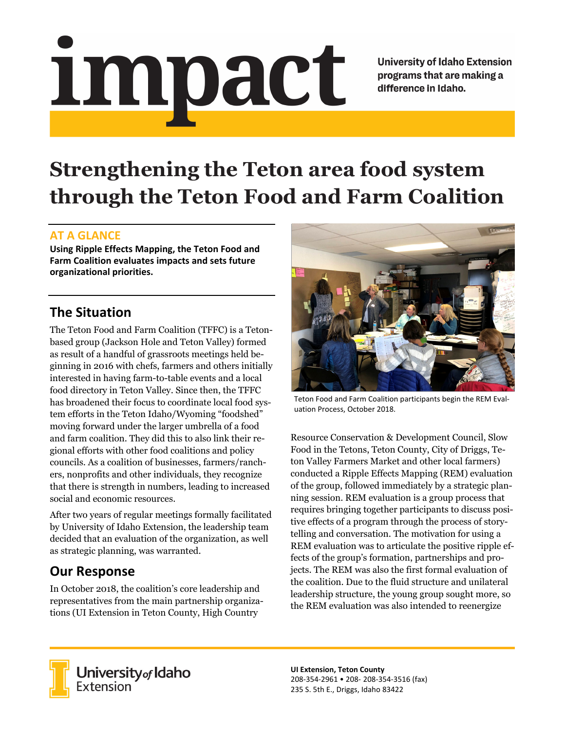# impact

University of Idaho Extension programs that are making a difference in Idaho.

# Strengthening the Teton area food system through the Teton Food and Farm Coalition

## AT A GLANCE

**Using Ripple Effects Mapping, the Teton Food and Farm Coalition evaluates impacts and sets future organizational priorities.**

## The Situation

The Teton Food and Farm Coalition (TFFC) is a Teton-based group (Jackson Hole and Teton Valley) formed as result of a handful of grassroots meetings held beginning in 2016 with chefs, farmers and others initially interested in having farm-to-table events and a local food directory in Teton Valley. Since then, the TFFC has broadened their focus to coordinate local food system efforts in the Teton Idaho/Wyoming "foodshed" moving forward under the larger umbrella of a food and farm coalition. They did this to also link their regional efforts with other food coalitions and policy councils. As a coalition of businesses, farmers/ranchers, nonprofits and other individuals, they recognize that there is strength in numbers, leading to increased social and economic resources.

After two years of regular meetings formally facilitated by University of Idaho Extension, the leadership team decided that an evaluation of the organization, as well as strategic planning, was warranted.

## Our Response

In October 2018, the coalition's core leadership and representatives from the main partnership organizations (UI Extension in Teton County, High Country Resource Conservation & Development Council, Slow Food in the Tetons, Teton County, City of Driggs, Teton Valley Farmers Market and other local farmers) conducted a Ripple Effects Mapping (REM) evaluation of the group, followed immediately by a strategic planning session. REM evaluation is a group process that requires bringing together participants to discuss positive effects of a program through the process of storytelling and conversation. The motivation for using a REM evaluation was to articulate the positive ripple effects of the group's formation, partnerships and projects. The REM was also the first formal evaluation of the coalition. Due to the fluid structure and unilateral leadership structure, the young group sought more, so the REM evaluation was also intended to reenergize

Teton Food and Farm Coalition participants begin the REM Evaluation Process, October 2018.

University *of* Idaho Extension

**UI Extension, Teton County**
208-354-2961 • 208- 208-354-3516 (fax)
235 S. 5th E., Driggs, Idaho 83422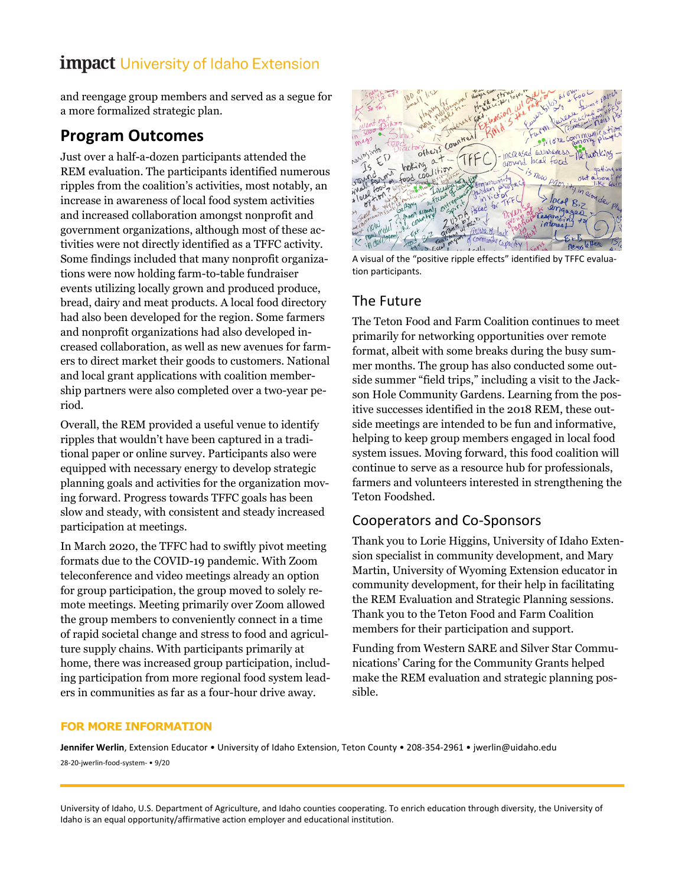and reengage group members and served as a segue for a more formalized strategic plan.

## Program Outcomes

Just over a half-a-dozen participants attended the REM evaluation. The participants identified numerous ripples from the coalition's activities, most notably, an increase in awareness of local food system activities and increased collaboration amongst nonprofit and government organizations, although most of these activities were not directly identified as a TFFC activity. Some findings included that many nonprofit organizations were now holding farm-to-table fundraiser events utilizing locally grown and produced produce, bread, dairy and meat products. A local food directory had also been developed for the region. Some farmers and nonprofit organizations had also developed increased collaboration, as well as new avenues for farmers to direct market their goods to customers. National and local grant applications with coalition membership partners were also completed over a two-year period.

Overall, the REM provided a useful venue to identify ripples that wouldn't have been captured in a traditional paper or online survey. Participants also were equipped with necessary energy to develop strategic planning goals and activities for the organization moving forward. Progress towards TFFC goals has been slow and steady, with consistent and steady increased participation at meetings.

In March 2020, the TFFC had to swiftly pivot meeting formats due to the COVID-19 pandemic. With Zoom teleconference and video meetings already an option for group participation, the group moved to solely remote meetings. Meeting primarily over Zoom allowed the group members to conveniently connect in a time of rapid societal change and stress to food and agriculture supply chains. With participants primarily at home, there was increased group participation, including participation from more regional food system leaders in communities as far as a four-hour drive away.

A visual of the "positive ripple effects" identified by TFFC evaluation participants.

### The Future

The Teton Food and Farm Coalition continues to meet primarily for networking opportunities over remote format, albeit with some breaks during the busy summer months. The group has also conducted some outside summer "field trips," including a visit to the Jackson Hole Community Gardens. Learning from the positive successes identified in the 2018 REM, these outside meetings are intended to be fun and informative, helping to keep group members engaged in local food system issues. Moving forward, this food coalition will continue to serve as a resource hub for professionals, farmers and volunteers interested in strengthening the Teton Foodshed.

### Cooperators and Co-Sponsors

Thank you to Lorie Higgins, University of Idaho Extension specialist in community development, and Mary Martin, University of Wyoming Extension educator in community development, for their help in facilitating the REM Evaluation and Strategic Planning sessions. Thank you to the Teton Food and Farm Coalition members for their participation and support.

Funding from Western SARE and Silver Star Communications' Caring for the Community Grants helped make the REM evaluation and strategic planning possible.

**FOR MORE INFORMATION**

**Jennifer Werlin**, Extension Educator • University of Idaho Extension, Teton County • 208-354-2961 • jwerlin@uidaho.edu

28-20-jwerlin-food-system- • 9/20

University of Idaho, U.S. Department of Agriculture, and Idaho counties cooperating. To enrich education through diversity, the University of Idaho is an equal opportunity/affirmative action employer and educational institution.